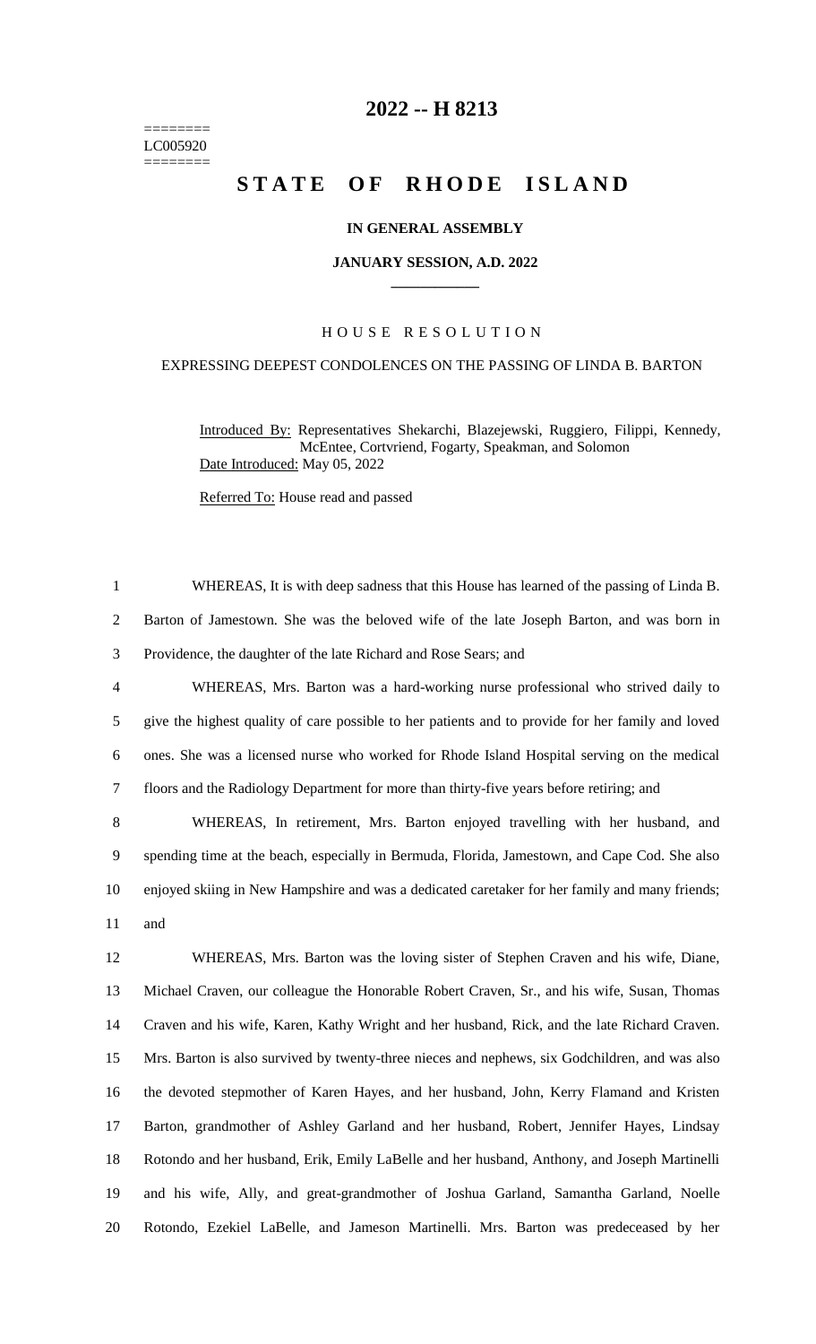========
LC005920
========

# 2022 -- H 8213

# STATE OF RHODE ISLAND

**IN GENERAL ASSEMBLY**

**JANUARY SESSION, A.D. 2022**

____________

H O U S E   R E S O L U T I O N

EXPRESSING DEEPEST CONDOLENCES ON THE PASSING OF LINDA B. BARTON

Introduced By: Representatives Shekarchi, Blazejewski, Ruggiero, Filippi, Kennedy, McEntee, Cortvriend, Fogarty, Speakman, and Solomon
Date Introduced: May 05, 2022

Referred To: House read and passed

1 WHEREAS, It is with deep sadness that this House has learned of the passing of Linda B.
2 Barton of Jamestown. She was the beloved wife of the late Joseph Barton, and was born in
3 Providence, the daughter of the late Richard and Rose Sears; and

4 WHEREAS, Mrs. Barton was a hard-working nurse professional who strived daily to
5 give the highest quality of care possible to her patients and to provide for her family and loved
6 ones. She was a licensed nurse who worked for Rhode Island Hospital serving on the medical
7 floors and the Radiology Department for more than thirty-five years before retiring; and

8 WHEREAS, In retirement, Mrs. Barton enjoyed travelling with her husband, and
9 spending time at the beach, especially in Bermuda, Florida, Jamestown, and Cape Cod. She also
10 enjoyed skiing in New Hampshire and was a dedicated caretaker for her family and many friends;
11 and

12 WHEREAS, Mrs. Barton was the loving sister of Stephen Craven and his wife, Diane,
13 Michael Craven, our colleague the Honorable Robert Craven, Sr., and his wife, Susan, Thomas
14 Craven and his wife, Karen, Kathy Wright and her husband, Rick, and the late Richard Craven.
15 Mrs. Barton is also survived by twenty-three nieces and nephews, six Godchildren, and was also
16 the devoted stepmother of Karen Hayes, and her husband, John, Kerry Flamand and Kristen
17 Barton, grandmother of Ashley Garland and her husband, Robert, Jennifer Hayes, Lindsay
18 Rotondo and her husband, Erik, Emily LaBelle and her husband, Anthony, and Joseph Martinelli
19 and his wife, Ally, and great-grandmother of Joshua Garland, Samantha Garland, Noelle
20 Rotondo, Ezekiel LaBelle, and Jameson Martinelli. Mrs. Barton was predeceased by her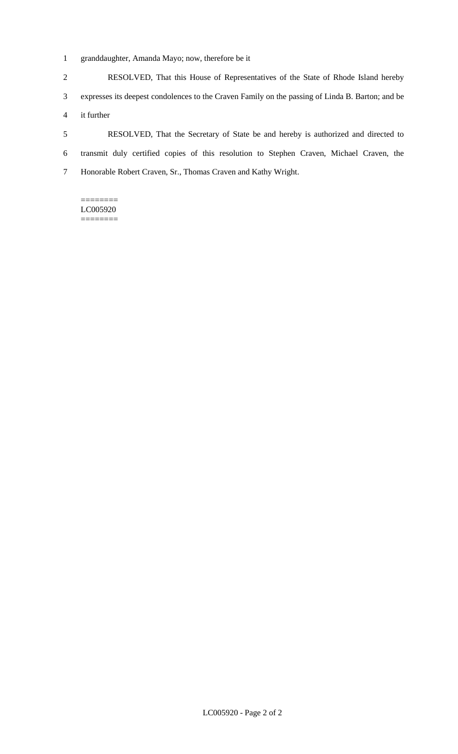granddaughter, Amanda Mayo; now, therefore be it

RESOLVED, That this House of Representatives of the State of Rhode Island hereby expresses its deepest condolences to the Craven Family on the passing of Linda B. Barton; and be it further

RESOLVED, That the Secretary of State be and hereby is authorized and directed to transmit duly certified copies of this resolution to Stephen Craven, Michael Craven, the Honorable Robert Craven, Sr., Thomas Craven and Kathy Wright.

========
LC005920
========